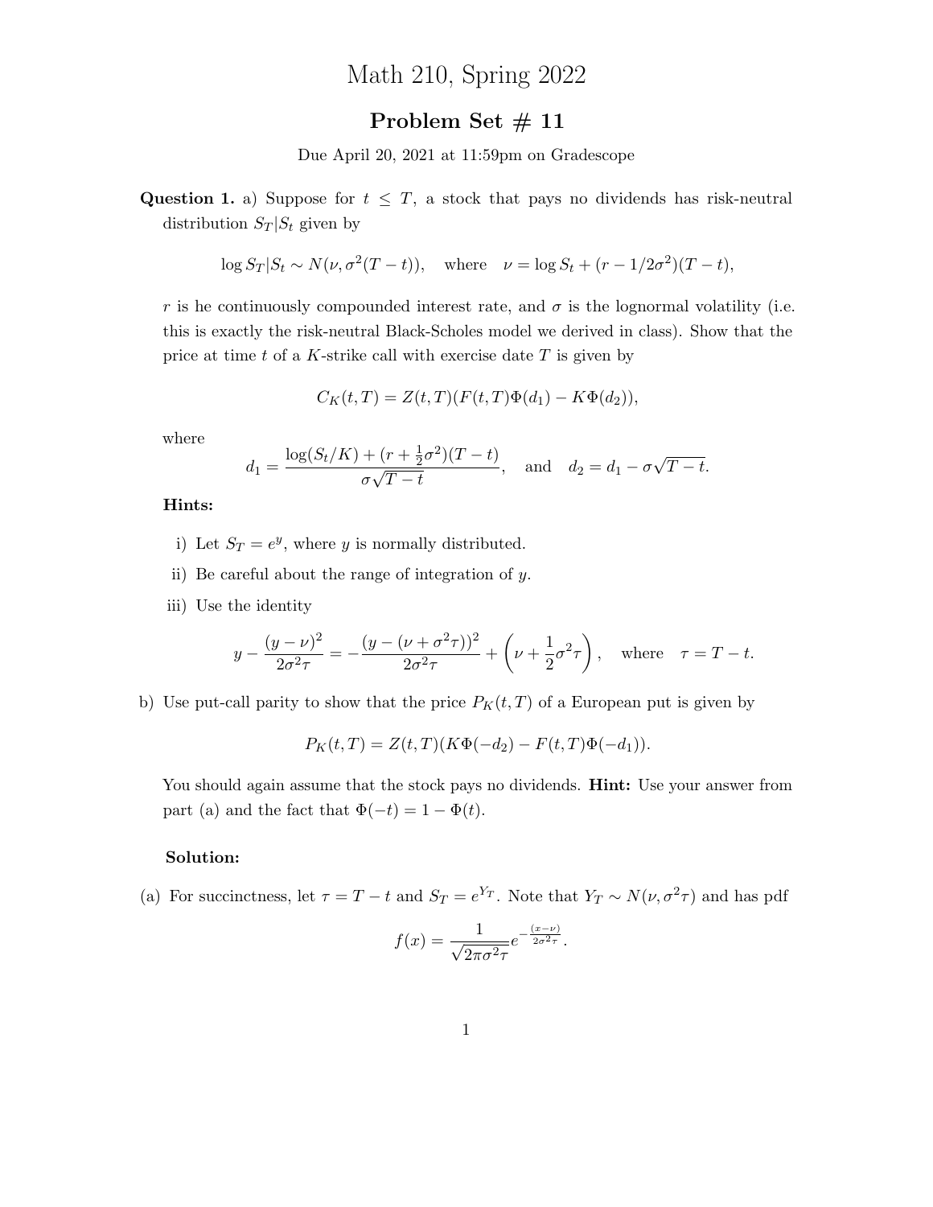# Math 210, Spring 2022

## Problem Set # 11

Due April 20, 2021 at 11:59pm on Gradescope

**Question 1.** a) Suppose for $t \leq T$, a stock that pays no dividends has risk-neutral distribution $S_T|S_t$ given by

$$\log S_T|S_t \sim N(\nu, \sigma^2(T-t)), \quad \text{where} \quad \nu = \log S_t + (r - 1/2\sigma^2)(T-t),$$

$r$ is he continuously compounded interest rate, and $\sigma$ is the lognormal volatility (i.e. this is exactly the risk-neutral Black-Scholes model we derived in class). Show that the price at time $t$ of a $K$-strike call with exercise date $T$ is given by

$$C_K(t,T) = Z(t,T)(F(t,T)\Phi(d_1) - K\Phi(d_2)),$$

where

$$d_1 = \frac{\log(S_t/K) + (r + \frac{1}{2}\sigma^2)(T-t)}{\sigma\sqrt{T-t}}, \quad \text{and} \quad d_2 = d_1 - \sigma\sqrt{T-t}.$$

**Hints:**

i) Let $S_T = e^y$, where $y$ is normally distributed.

ii) Be careful about the range of integration of $y$.

iii) Use the identity

$$y - \frac{(y-\nu)^2}{2\sigma^2\tau} = -\frac{(y-(\nu+\sigma^2\tau))^2}{2\sigma^2\tau} + \left(\nu + \frac{1}{2}\sigma^2\tau\right), \quad \text{where} \quad \tau = T-t.$$

b) Use put-call parity to show that the price $P_K(t,T)$ of a European put is given by

$$P_K(t,T) = Z(t,T)(K\Phi(-d_2) - F(t,T)\Phi(-d_1)).$$

You should again assume that the stock pays no dividends. **Hint:** Use your answer from part (a) and the fact that $\Phi(-t) = 1 - \Phi(t)$.

**Solution:**

(a) For succinctness, let $\tau = T-t$ and $S_T = e^{Y_T}$. Note that $Y_T \sim N(\nu, \sigma^2\tau)$ and has pdf

$$f(x) = \frac{1}{\sqrt{2\pi\sigma^2\tau}}e^{-\frac{(x-\nu)}{2\sigma^2\tau}}.$$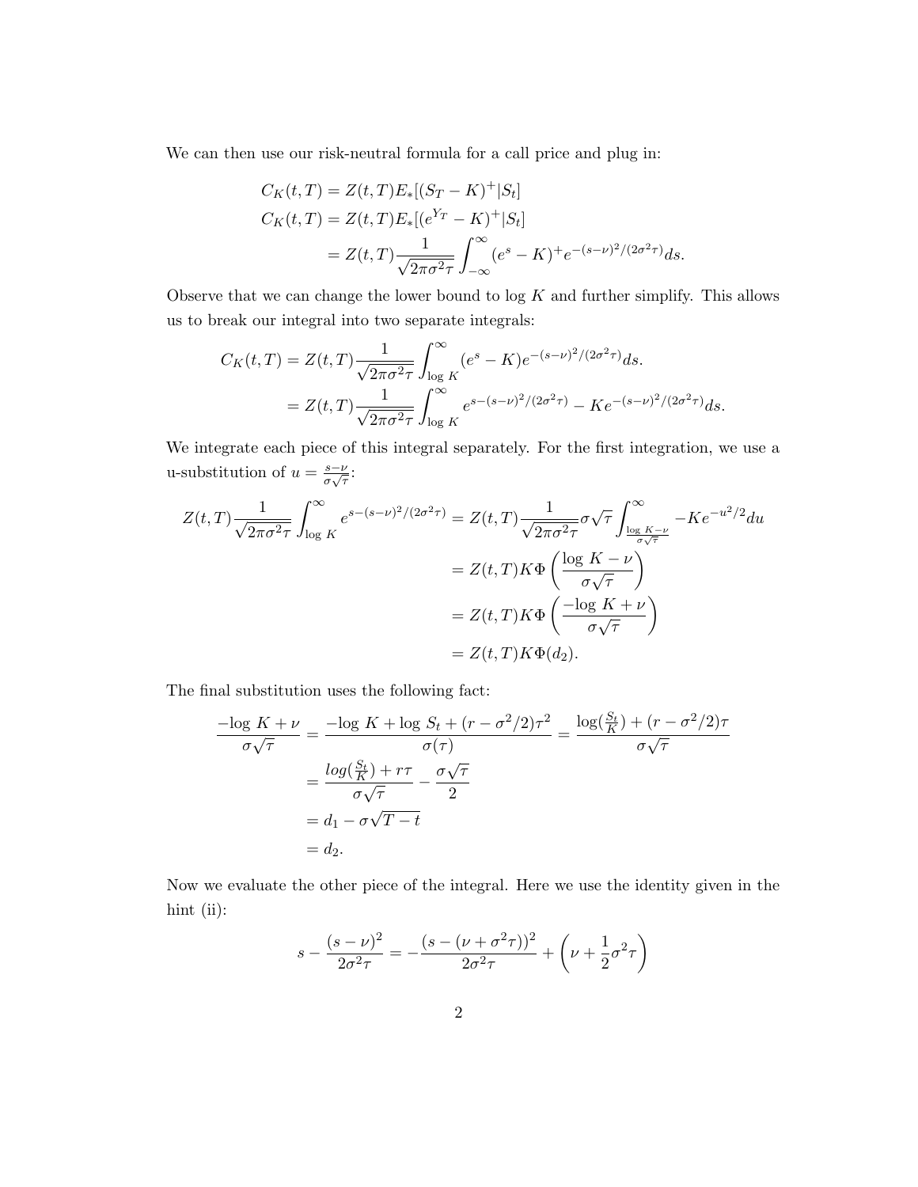We can then use our risk-neutral formula for a call price and plug in:

$$
\begin{aligned}
C_K(t,T) &= Z(t,T)E_*[(S_T - K)^+|S_t] \\
C_K(t,T) &= Z(t,T)E_*[(e^{Y_T} - K)^+|S_t] \\
&= Z(t,T)\frac{1}{\sqrt{2\pi\sigma^2\tau}}\int_{-\infty}^{\infty}(e^s - K)^+ e^{-(s-\nu)^2/(2\sigma^2\tau)}ds.
\end{aligned}
$$

Observe that we can change the lower bound to log $K$ and further simplify. This allows us to break our integral into two separate integrals:

$$
\begin{aligned}
C_K(t,T) &= Z(t,T)\frac{1}{\sqrt{2\pi\sigma^2\tau}}\int_{\log\, K}^{\infty}(e^s - K)e^{-(s-\nu)^2/(2\sigma^2\tau)}ds. \\
&= Z(t,T)\frac{1}{\sqrt{2\pi\sigma^2\tau}}\int_{\log\, K}^{\infty}e^{s-(s-\nu)^2/(2\sigma^2\tau)} - Ke^{-(s-\nu)^2/(2\sigma^2\tau)}ds.
\end{aligned}
$$

We integrate each piece of this integral separately. For the first integration, we use a u-substitution of $u = \frac{s-\nu}{\sigma\sqrt{\tau}}$:

$$
\begin{aligned}
Z(t,T)\frac{1}{\sqrt{2\pi\sigma^2\tau}}\int_{\log\, K}^{\infty}e^{s-(s-\nu)^2/(2\sigma^2\tau)} &= Z(t,T)\frac{1}{\sqrt{2\pi\sigma^2\tau}}\sigma\sqrt{\tau}\int_{\frac{\log\, K-\nu}{\sigma\sqrt{\tau}}}^{\infty} -Ke^{-u^2/2}du \\
&= Z(t,T)K\Phi\left(\frac{\log\, K-\nu}{\sigma\sqrt{\tau}}\right) \\
&= Z(t,T)K\Phi\left(\frac{-\log\, K+\nu}{\sigma\sqrt{\tau}}\right) \\
&= Z(t,T)K\Phi(d_2).
\end{aligned}
$$

The final substitution uses the following fact:

$$
\begin{aligned}
\frac{-\log\, K+\nu}{\sigma\sqrt{\tau}} = \frac{-\log\, K + \log\, S_t + (r-\sigma^2/2)\tau^2}{\sigma(\tau)} &= \frac{\log(\frac{S_t}{K}) + (r-\sigma^2/2)\tau}{\sigma\sqrt{\tau}} \\
&= \frac{log(\frac{S_t}{K}) + r\tau}{\sigma\sqrt{\tau}} - \frac{\sigma\sqrt{\tau}}{2} \\
&= d_1 - \sigma\sqrt{T-t} \\
&= d_2.
\end{aligned}
$$

Now we evaluate the other piece of the integral. Here we use the identity given in the hint (ii):

$$
s - \frac{(s-\nu)^2}{2\sigma^2\tau} = -\frac{(s-(\nu+\sigma^2\tau))^2}{2\sigma^2\tau} + \left(\nu + \frac{1}{2}\sigma^2\tau\right)
$$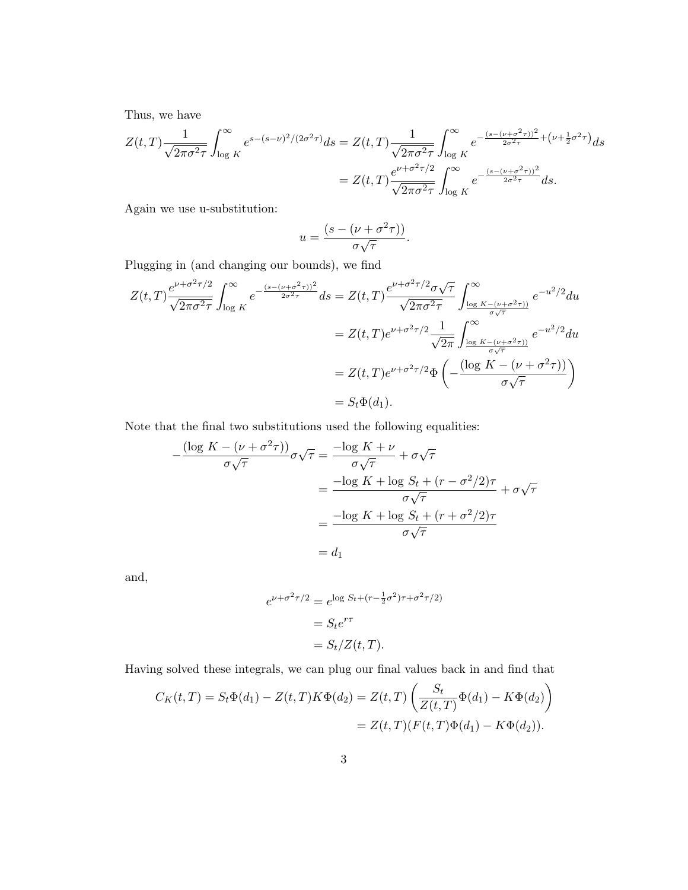Thus, we have

$$
\begin{aligned}
Z(t,T)\frac{1}{\sqrt{2\pi\sigma^2\tau}}\int_{\log K}^{\infty} e^{s-(s-\nu)^2/(2\sigma^2\tau)}ds &= Z(t,T)\frac{1}{\sqrt{2\pi\sigma^2\tau}}\int_{\log K}^{\infty} e^{-\frac{(s-(\nu+\sigma^2\tau))^2}{2\sigma^2\tau}+\left(\nu+\frac{1}{2}\sigma^2\tau\right)}ds \\
&= Z(t,T)\frac{e^{\nu+\sigma^2\tau/2}}{\sqrt{2\pi\sigma^2\tau}}\int_{\log K}^{\infty} e^{-\frac{(s-(\nu+\sigma^2\tau))^2}{2\sigma^2\tau}}ds.
\end{aligned}
$$

Again we use u-substitution:

$$
u = \frac{(s-(\nu+\sigma^2\tau))}{\sigma\sqrt{\tau}}.
$$

Plugging in (and changing our bounds), we find

$$
\begin{aligned}
Z(t,T)\frac{e^{\nu+\sigma^2\tau/2}}{\sqrt{2\pi\sigma^2\tau}}\int_{\log K}^{\infty} e^{-\frac{(s-(\nu+\sigma^2\tau))^2}{2\sigma^2\tau}}ds &= Z(t,T)\frac{e^{\nu+\sigma^2\tau/2}\sigma\sqrt{\tau}}{\sqrt{2\pi\sigma^2\tau}}\int_{\frac{\log K-(\nu+\sigma^2\tau))}{\sigma\sqrt{\tau}}}^{\infty} e^{-u^2/2}du \\
&= Z(t,T)e^{\nu+\sigma^2\tau/2}\frac{1}{\sqrt{2\pi}}\int_{\frac{\log K-(\nu+\sigma^2\tau))}{\sigma\sqrt{\tau}}}^{\infty} e^{-u^2/2}du \\
&= Z(t,T)e^{\nu+\sigma^2\tau/2}\Phi\left(-\frac{(\log K-(\nu+\sigma^2\tau))}{\sigma\sqrt{\tau}}\right) \\
&= S_t\Phi(d_1).
\end{aligned}
$$

Note that the final two substitutions used the following equalities:

$$
\begin{aligned}
-\frac{(\log K-(\nu+\sigma^2\tau))}{\sigma\sqrt{\tau}}\sigma\sqrt{\tau} &= \frac{-\log K+\nu}{\sigma\sqrt{\tau}}+\sigma\sqrt{\tau} \\
&= \frac{-\log K+\log S_t+(r-\sigma^2/2)\tau}{\sigma\sqrt{\tau}}+\sigma\sqrt{\tau} \\
&= \frac{-\log K+\log S_t+(r+\sigma^2/2)\tau}{\sigma\sqrt{\tau}} \\
&= d_1
\end{aligned}
$$

and,

$$
\begin{aligned}
e^{\nu+\sigma^2\tau/2} &= e^{\log S_t+(r-\frac{1}{2}\sigma^2)\tau+\sigma^2\tau/2)} \\
&= S_t e^{r\tau} \\
&= S_t/Z(t,T).
\end{aligned}
$$

Having solved these integrals, we can plug our final values back in and find that

$$
\begin{aligned}
C_K(t,T) = S_t\Phi(d_1) - Z(t,T)K\Phi(d_2) &= Z(t,T)\left(\frac{S_t}{Z(t,T)}\Phi(d_1)-K\Phi(d_2)\right) \\
&= Z(t,T)(F(t,T)\Phi(d_1)-K\Phi(d_2)).
\end{aligned}
$$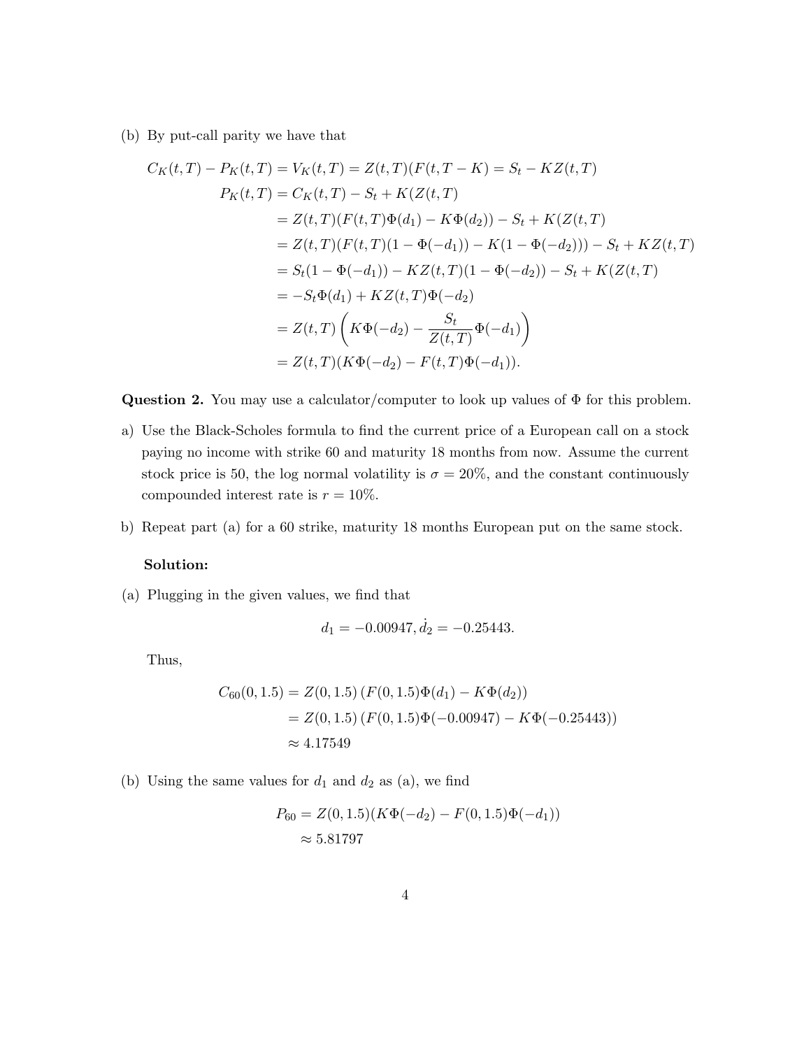(b) By put-call parity we have that

$$
\begin{aligned}
C_K(t,T) - P_K(t,T) &= V_K(t,T) = Z(t,T)(F(t,T-K) = S_t - KZ(t,T) \\
P_K(t,T) &= C_K(t,T) - S_t + K(Z(t,T) \\
&= Z(t,T)(F(t,T)\Phi(d_1) - K\Phi(d_2)) - S_t + K(Z(t,T) \\
&= Z(t,T)(F(t,T)(1-\Phi(-d_1)) - K(1-\Phi(-d_2))) - S_t + KZ(t,T) \\
&= S_t(1-\Phi(-d_1)) - KZ(t,T)(1-\Phi(-d_2)) - S_t + K(Z(t,T) \\
&= -S_t\Phi(d_1) + KZ(t,T)\Phi(-d_2) \\
&= Z(t,T)\left(K\Phi(-d_2) - \frac{S_t}{Z(t,T)}\Phi(-d_1)\right) \\
&= Z(t,T)(K\Phi(-d_2) - F(t,T)\Phi(-d_1)).
\end{aligned}
$$

**Question 2.** You may use a calculator/computer to look up values of $\Phi$ for this problem.

a) Use the Black-Scholes formula to find the current price of a European call on a stock paying no income with strike 60 and maturity 18 months from now. Assume the current stock price is 50, the log normal volatility is $\sigma = 20\%$, and the constant continuously compounded interest rate is $r = 10\%$.

b) Repeat part (a) for a 60 strike, maturity 18 months European put on the same stock.

**Solution:**

(a) Plugging in the given values, we find that

$$d_1 = -0.00947, d_2 = -0.25443.$$

Thus,

$$
\begin{aligned}
C_{60}(0,1.5) &= Z(0,1.5)\left(F(0,1.5)\Phi(d_1) - K\Phi(d_2)\right) \\
&= Z(0,1.5)\left(F(0,1.5)\Phi(-0.00947) - K\Phi(-0.25443)\right) \\
&\approx 4.17549
\end{aligned}
$$

(b) Using the same values for $d_1$ and $d_2$ as (a), we find

$$
\begin{aligned}
P_{60} &= Z(0,1.5)(K\Phi(-d_2) - F(0,1.5)\Phi(-d_1)) \\
&\approx 5.81797
\end{aligned}
$$